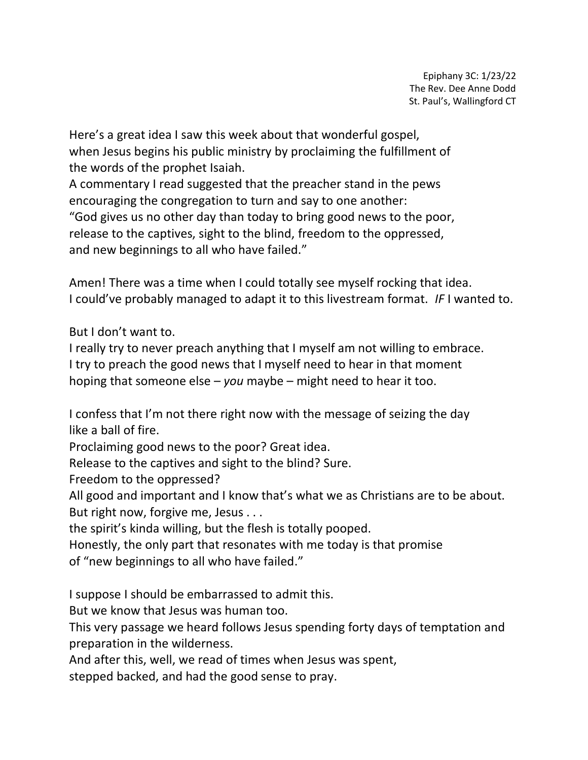Epiphany 3C: 1/23/22
The Rev. Dee Anne Dodd
St. Paul's, Wallingford CT

Here's a great idea I saw this week about that wonderful gospel,
when Jesus begins his public ministry by proclaiming the fulfillment of
the words of the prophet Isaiah.
A commentary I read suggested that the preacher stand in the pews
encouraging the congregation to turn and say to one another:
"God gives us no other day than today to bring good news to the poor,
release to the captives, sight to the blind, freedom to the oppressed,
and new beginnings to all who have failed."

Amen! There was a time when I could totally see myself rocking that idea.
I could've probably managed to adapt it to this livestream format. *IF* I wanted to.

But I don't want to.
I really try to never preach anything that I myself am not willing to embrace.
I try to preach the good news that I myself need to hear in that moment
hoping that someone else – *you* maybe – might need to hear it too.

I confess that I'm not there right now with the message of seizing the day
like a ball of fire.
Proclaiming good news to the poor? Great idea.
Release to the captives and sight to the blind? Sure.
Freedom to the oppressed?
All good and important and I know that's what we as Christians are to be about.
But right now, forgive me, Jesus . . .
the spirit's kinda willing, but the flesh is totally pooped.
Honestly, the only part that resonates with me today is that promise
of "new beginnings to all who have failed."

I suppose I should be embarrassed to admit this.
But we know that Jesus was human too.
This very passage we heard follows Jesus spending forty days of temptation and
preparation in the wilderness.
And after this, well, we read of times when Jesus was spent,
stepped backed, and had the good sense to pray.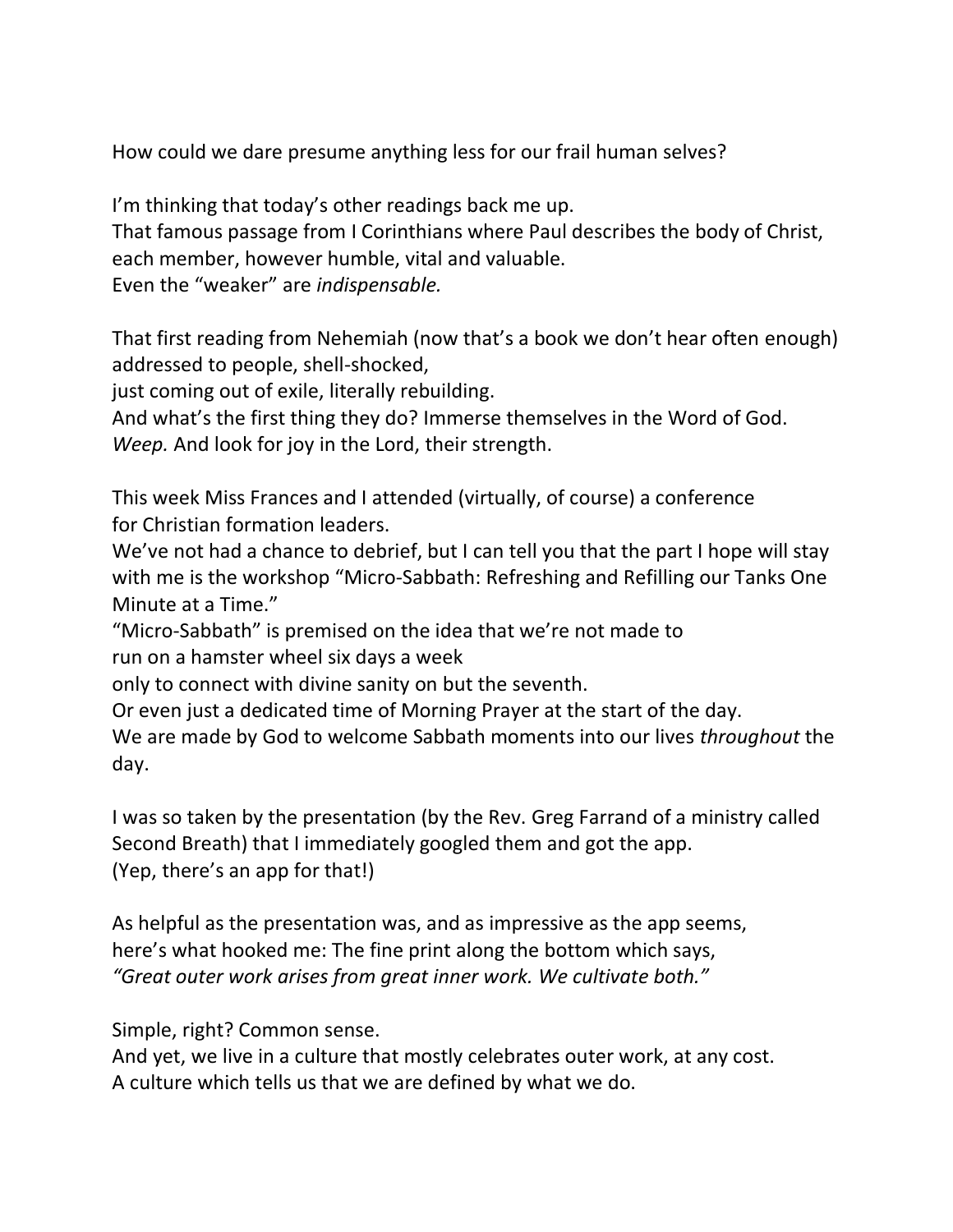How could we dare presume anything less for our frail human selves?

I'm thinking that today's other readings back me up.
That famous passage from I Corinthians where Paul describes the body of Christ, each member, however humble, vital and valuable.
Even the "weaker" are *indispensable.*

That first reading from Nehemiah (now that's a book we don't hear often enough) addressed to people, shell-shocked,
just coming out of exile, literally rebuilding.
And what's the first thing they do? Immerse themselves in the Word of God.
*Weep.* And look for joy in the Lord, their strength.

This week Miss Frances and I attended (virtually, of course) a conference for Christian formation leaders.
We've not had a chance to debrief, but I can tell you that the part I hope will stay with me is the workshop "Micro-Sabbath: Refreshing and Refilling our Tanks One Minute at a Time."
"Micro-Sabbath" is premised on the idea that we're not made to
run on a hamster wheel six days a week
only to connect with divine sanity on but the seventh.
Or even just a dedicated time of Morning Prayer at the start of the day.
We are made by God to welcome Sabbath moments into our lives *throughout* the day.

I was so taken by the presentation (by the Rev. Greg Farrand of a ministry called Second Breath) that I immediately googled them and got the app.
(Yep, there's an app for that!)

As helpful as the presentation was, and as impressive as the app seems,
here's what hooked me: The fine print along the bottom which says,
*"Great outer work arises from great inner work. We cultivate both."*

Simple, right? Common sense.
And yet, we live in a culture that mostly celebrates outer work, at any cost.
A culture which tells us that we are defined by what we do.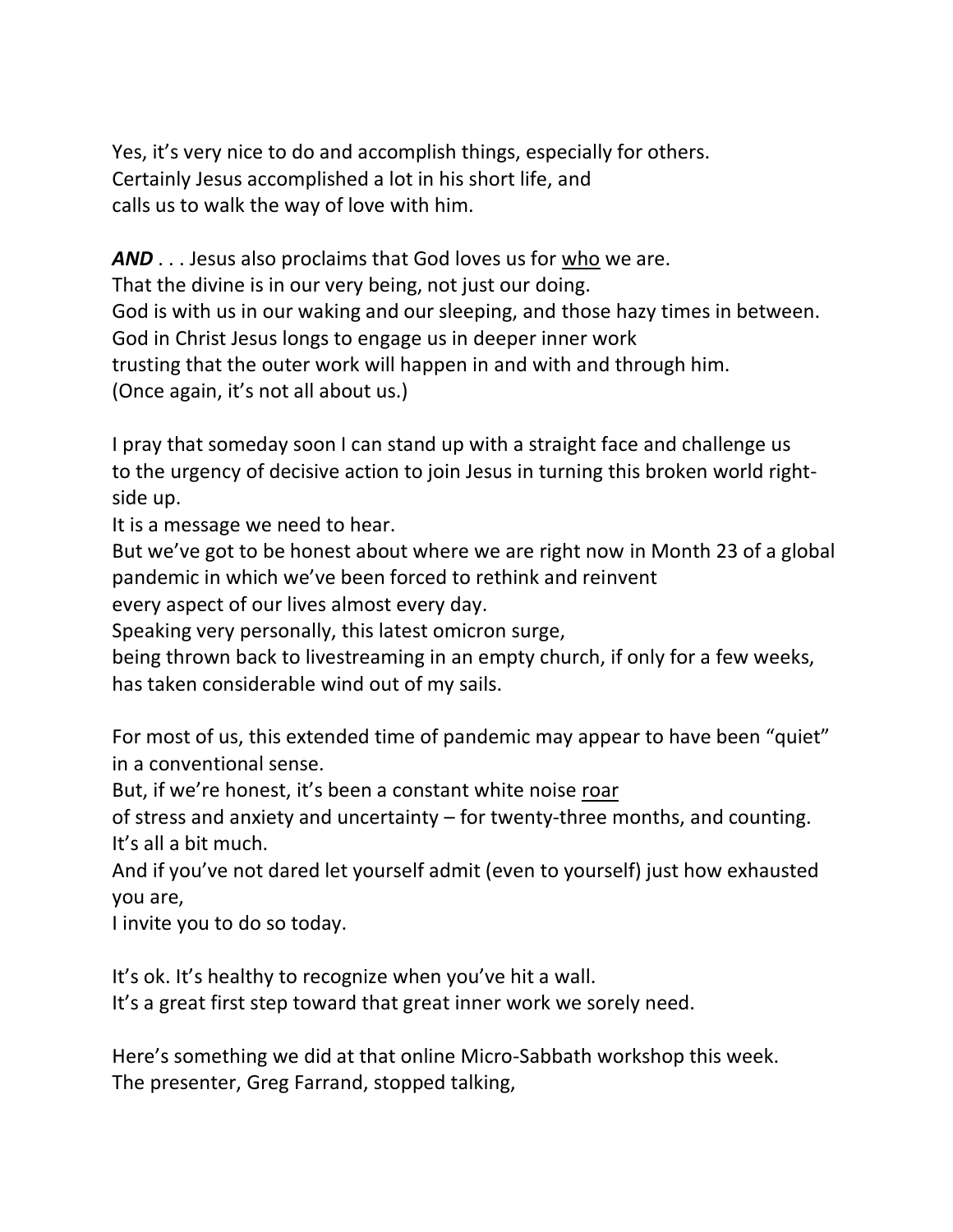Yes, it's very nice to do and accomplish things, especially for others.
Certainly Jesus accomplished a lot in his short life, and
calls us to walk the way of love with him.

***AND*** . . . Jesus also proclaims that God loves us for <u>who</u> we are.
That the divine is in our very being, not just our doing.
God is with us in our waking and our sleeping, and those hazy times in between.
God in Christ Jesus longs to engage us in deeper inner work
trusting that the outer work will happen in and with and through him.
(Once again, it's not all about us.)

I pray that someday soon I can stand up with a straight face and challenge us
to the urgency of decisive action to join Jesus in turning this broken world right-side up.
It is a message we need to hear.
But we've got to be honest about where we are right now in Month 23 of a global pandemic in which we've been forced to rethink and reinvent
every aspect of our lives almost every day.
Speaking very personally, this latest omicron surge,
being thrown back to livestreaming in an empty church, if only for a few weeks,
has taken considerable wind out of my sails.

For most of us, this extended time of pandemic may appear to have been "quiet" in a conventional sense.
But, if we're honest, it's been a constant white noise <u>roar</u>
of stress and anxiety and uncertainty – for twenty-three months, and counting.
It's all a bit much.
And if you've not dared let yourself admit (even to yourself) just how exhausted you are,
I invite you to do so today.

It's ok. It's healthy to recognize when you've hit a wall.
It's a great first step toward that great inner work we sorely need.

Here's something we did at that online Micro-Sabbath workshop this week.
The presenter, Greg Farrand, stopped talking,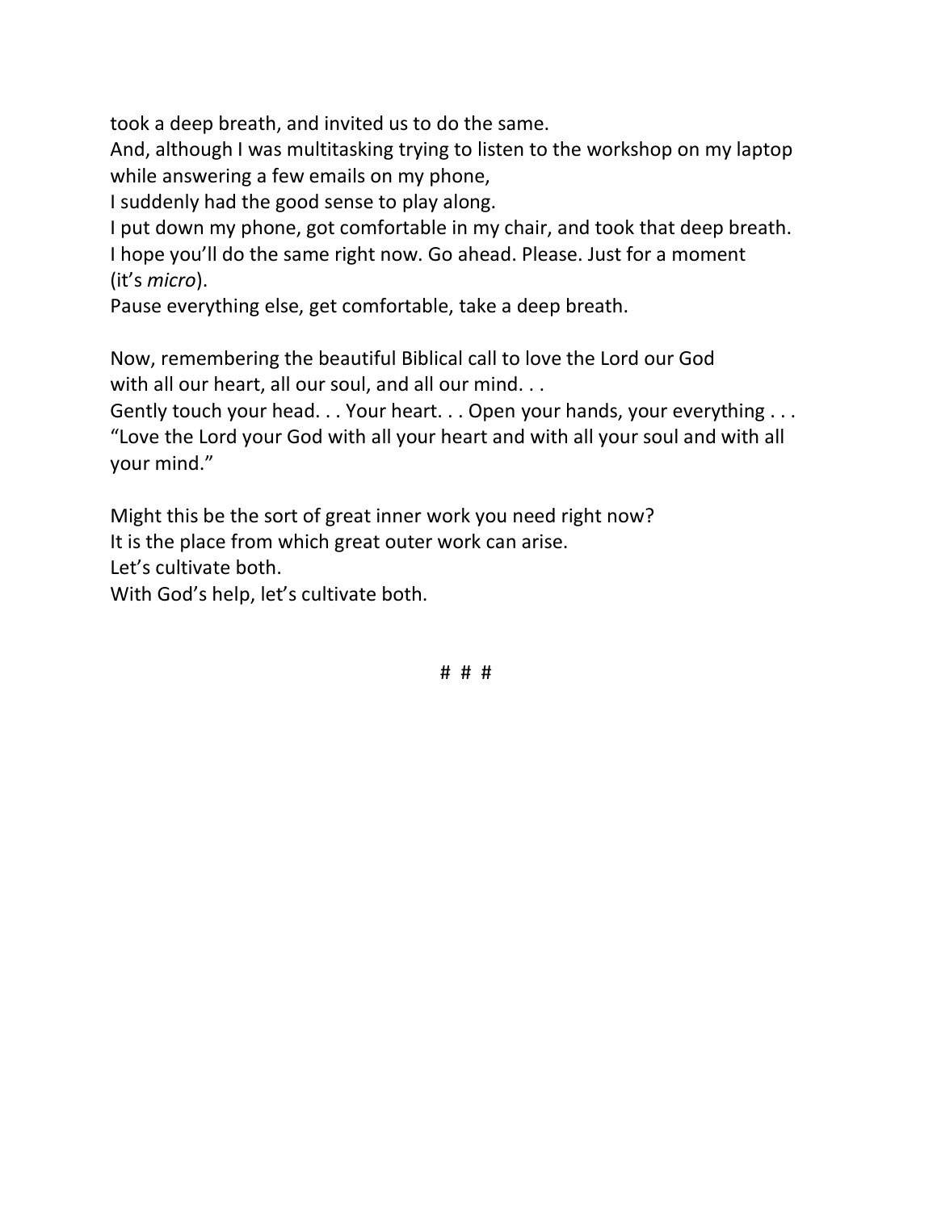took a deep breath, and invited us to do the same.
And, although I was multitasking trying to listen to the workshop on my laptop while answering a few emails on my phone,
I suddenly had the good sense to play along.
I put down my phone, got comfortable in my chair, and took that deep breath.
I hope you'll do the same right now. Go ahead. Please. Just for a moment (it's *micro*).
Pause everything else, get comfortable, take a deep breath.

Now, remembering the beautiful Biblical call to love the Lord our God
with all our heart, all our soul, and all our mind. . .
Gently touch your head. . . Your heart. . . Open your hands, your everything . . .
"Love the Lord your God with all your heart and with all your soul and with all your mind."

Might this be the sort of great inner work you need right now?
It is the place from which great outer work can arise.
Let's cultivate both.
With God's help, let's cultivate both.

# # #